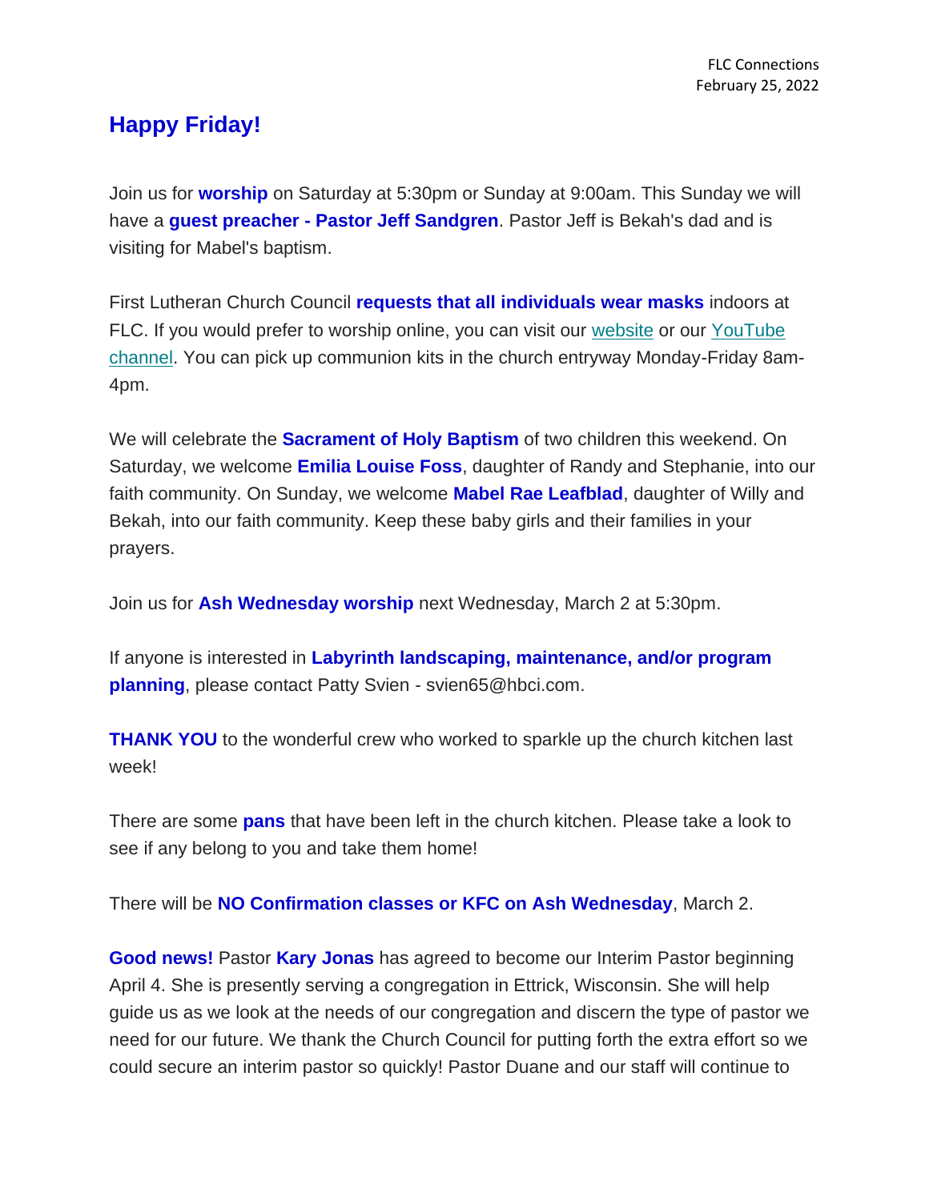FLC Connections
February 25, 2022

## Happy Friday!

Join us for **worship** on Saturday at 5:30pm or Sunday at 9:00am. This Sunday we will have a **guest preacher - Pastor Jeff Sandgren**. Pastor Jeff is Bekah's dad and is visiting for Mabel's baptism.

First Lutheran Church Council **requests that all individuals wear masks** indoors at FLC. If you would prefer to worship online, you can visit our website or our YouTube channel. You can pick up communion kits in the church entryway Monday-Friday 8am-4pm.

We will celebrate the **Sacrament of Holy Baptism** of two children this weekend. On Saturday, we welcome **Emilia Louise Foss**, daughter of Randy and Stephanie, into our faith community. On Sunday, we welcome **Mabel Rae Leafblad**, daughter of Willy and Bekah, into our faith community. Keep these baby girls and their families in your prayers.

Join us for **Ash Wednesday worship** next Wednesday, March 2 at 5:30pm.

If anyone is interested in **Labyrinth landscaping, maintenance, and/or program planning**, please contact Patty Svien - svien65@hbci.com.

**THANK YOU** to the wonderful crew who worked to sparkle up the church kitchen last week!

There are some **pans** that have been left in the church kitchen. Please take a look to see if any belong to you and take them home!

There will be **NO Confirmation classes or KFC on Ash Wednesday**, March 2.

**Good news!** Pastor **Kary Jonas** has agreed to become our Interim Pastor beginning April 4. She is presently serving a congregation in Ettrick, Wisconsin. She will help guide us as we look at the needs of our congregation and discern the type of pastor we need for our future. We thank the Church Council for putting forth the extra effort so we could secure an interim pastor so quickly! Pastor Duane and our staff will continue to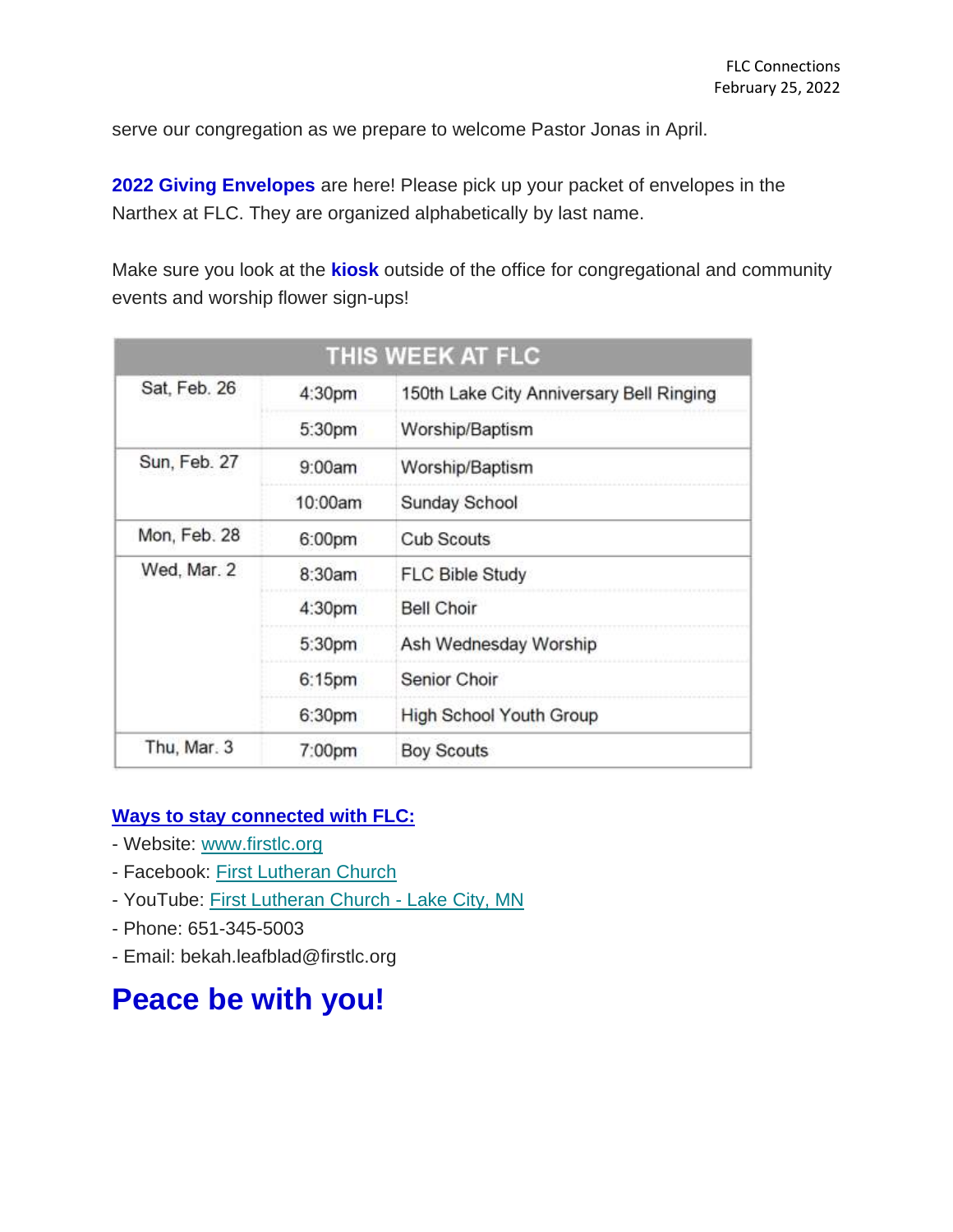serve our congregation as we prepare to welcome Pastor Jonas in April.

**2022 Giving Envelopes** are here! Please pick up your packet of envelopes in the Narthex at FLC. They are organized alphabetically by last name.

Make sure you look at the **kiosk** outside of the office for congregational and community events and worship flower sign-ups!

| THIS WEEK AT FLC | | |
|---|---|---|
| Sat, Feb. 26 | 4:30pm | 150th Lake City Anniversary Bell Ringing |
| | 5:30pm | Worship/Baptism |
| Sun, Feb. 27 | 9:00am | Worship/Baptism |
| | 10:00am | Sunday School |
| Mon, Feb. 28 | 6:00pm | Cub Scouts |
| Wed, Mar. 2 | 8:30am | FLC Bible Study |
| | 4:30pm | Bell Choir |
| | 5:30pm | Ash Wednesday Worship |
| | 6:15pm | Senior Choir |
| | 6:30pm | High School Youth Group |
| Thu, Mar. 3 | 7:00pm | Boy Scouts |

**Ways to stay connected with FLC:**

- Website: www.firstlc.org
- Facebook: First Lutheran Church
- YouTube: First Lutheran Church - Lake City, MN
- Phone: 651-345-5003
- Email: bekah.leafblad@firstlc.org

# Peace be with you!